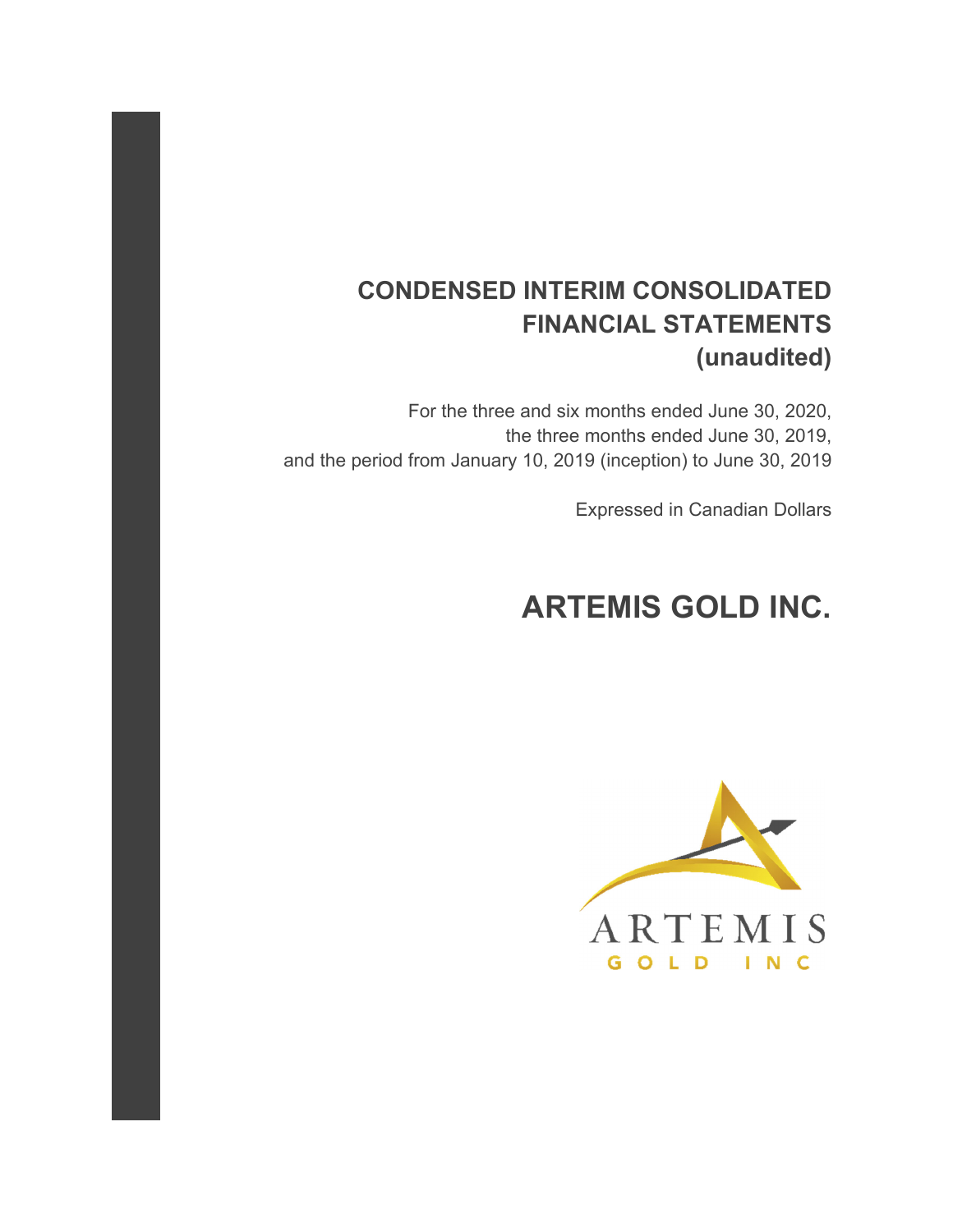# CONDENSED INTERIM CONSOLIDATED FINANCIAL STATEMENTS (unaudited)

For the three and six months ended June 30, 2020,
the three months ended June 30, 2019,
and the period from January 10, 2019 (inception) to June 30, 2019

Expressed in Canadian Dollars

# ARTEMIS GOLD INC.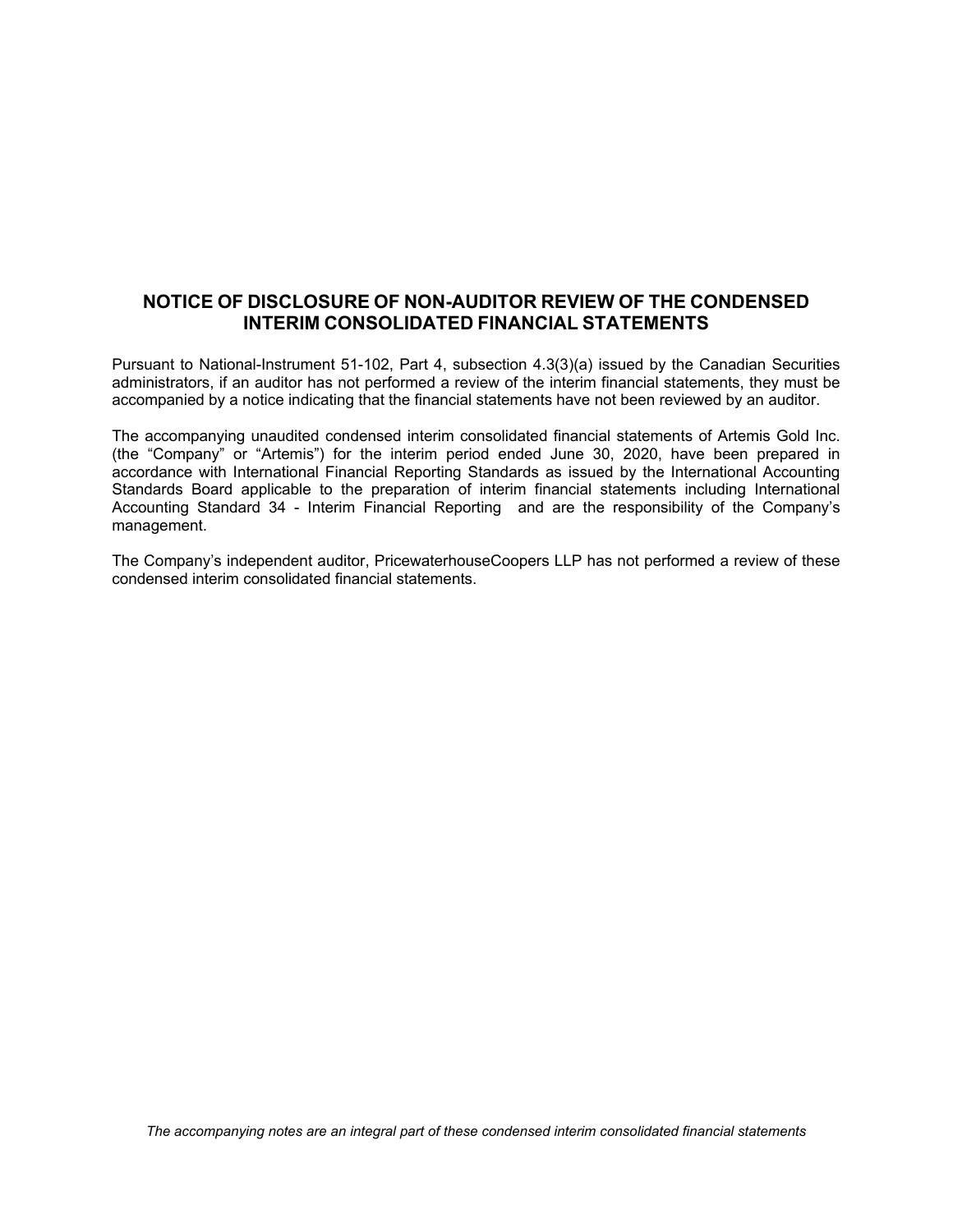# NOTICE OF DISCLOSURE OF NON-AUDITOR REVIEW OF THE CONDENSED INTERIM CONSOLIDATED FINANCIAL STATEMENTS

Pursuant to National-Instrument 51-102, Part 4, subsection 4.3(3)(a) issued by the Canadian Securities administrators, if an auditor has not performed a review of the interim financial statements, they must be accompanied by a notice indicating that the financial statements have not been reviewed by an auditor.

The accompanying unaudited condensed interim consolidated financial statements of Artemis Gold Inc. (the "Company" or "Artemis") for the interim period ended June 30, 2020, have been prepared in accordance with International Financial Reporting Standards as issued by the International Accounting Standards Board applicable to the preparation of interim financial statements including International Accounting Standard 34 - Interim Financial Reporting and are the responsibility of the Company's management.

The Company's independent auditor, PricewaterhouseCoopers LLP has not performed a review of these condensed interim consolidated financial statements.

*The accompanying notes are an integral part of these condensed interim consolidated financial statements*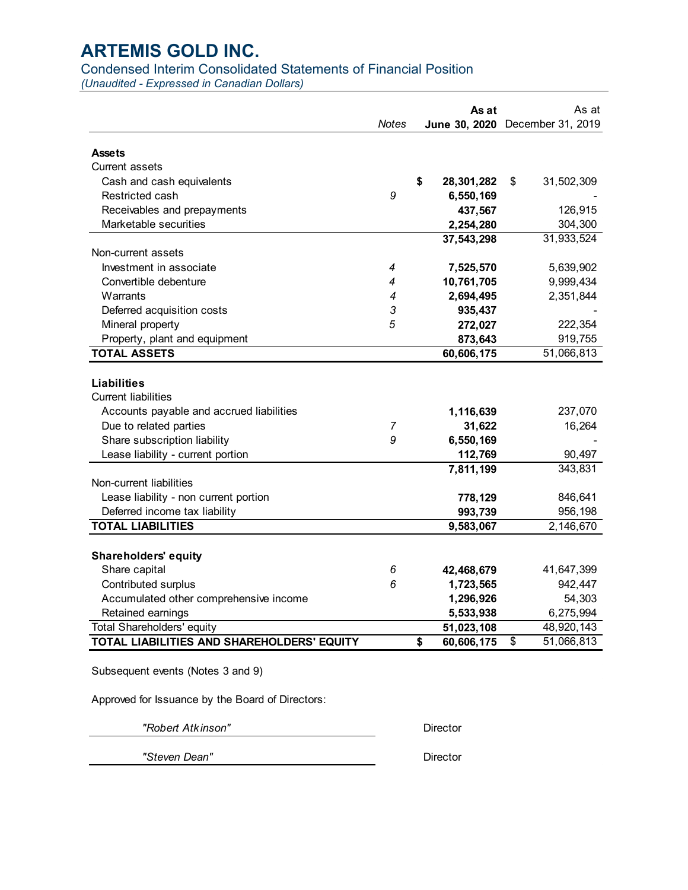# ARTEMIS GOLD INC.

## Condensed Interim Consolidated Statements of Financial Position

*(Unaudited - Expressed in Canadian Dollars)*

| | Notes | **As at June 30, 2020** | As at December 31, 2019 |
|---|---|---|---|
| **Assets** | | | |
| Current assets | | | |
| Cash and cash equivalents | | **$ 28,301,282** | $ 31,502,309 |
| Restricted cash | 9 | **6,550,169** | - |
| Receivables and prepayments | | **437,567** | 126,915 |
| Marketable securities | | **2,254,280** | 304,300 |
| | | **37,543,298** | 31,933,524 |
| Non-current assets | | | |
| Investment in associate | 4 | **7,525,570** | 5,639,902 |
| Convertible debenture | 4 | **10,761,705** | 9,999,434 |
| Warrants | 4 | **2,694,495** | 2,351,844 |
| Deferred acquisition costs | 3 | **935,437** | - |
| Mineral property | 5 | **272,027** | 222,354 |
| Property, plant and equipment | | **873,643** | 919,755 |
| **TOTAL ASSETS** | | **60,606,175** | 51,066,813 |
| **Liabilities** | | | |
| Current liabilities | | | |
| Accounts payable and accrued liabilities | | **1,116,639** | 237,070 |
| Due to related parties | 7 | **31,622** | 16,264 |
| Share subscription liability | 9 | **6,550,169** | - |
| Lease liability - current portion | | **112,769** | 90,497 |
| | | **7,811,199** | 343,831 |
| Non-current liabilities | | | |
| Lease liability - non current portion | | **778,129** | 846,641 |
| Deferred income tax liability | | **993,739** | 956,198 |
| **TOTAL LIABILITIES** | | **9,583,067** | 2,146,670 |
| **Shareholders' equity** | | | |
| Share capital | 6 | **42,468,679** | 41,647,399 |
| Contributed surplus | 6 | **1,723,565** | 942,447 |
| Accumulated other comprehensive income | | **1,296,926** | 54,303 |
| Retained earnings | | **5,533,938** | 6,275,994 |
| Total Shareholders' equity | | **51,023,108** | 48,920,143 |
| **TOTAL LIABILITIES AND SHAREHOLDERS' EQUITY** | | **$ 60,606,175** | $ 51,066,813 |

Subsequent events (Notes 3 and 9)

Approved for Issuance by the Board of Directors:

*"Robert Atkinson"* Director

*"Steven Dean"* Director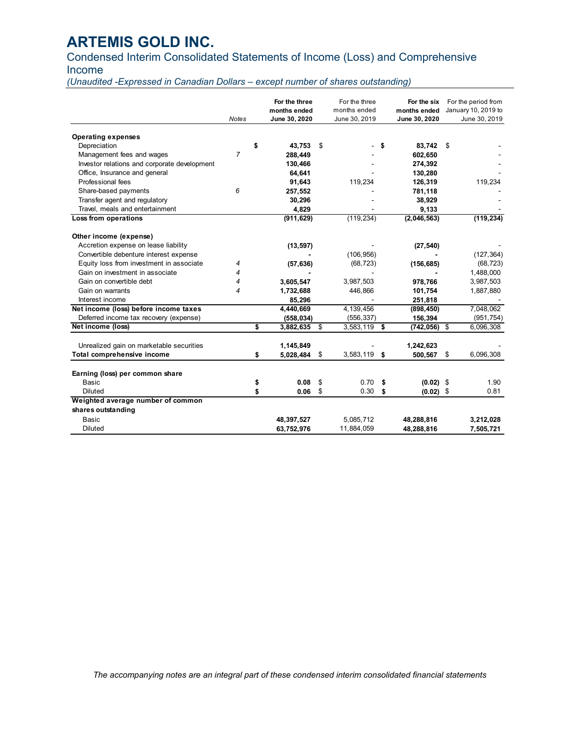# ARTEMIS GOLD INC.

## Condensed Interim Consolidated Statements of Income (Loss) and Comprehensive Income

*(Unaudited -Expressed in Canadian Dollars – except number of shares outstanding)*

| | Notes | **For the three months ended June 30, 2020** | For the three months ended June 30, 2019 | **For the six months ended June 30, 2020** | For the period from January 10, 2019 to June 30, 2019 |
|---|---|---|---|---|---|
| **Operating expenses** | | | | | |
| Depreciation | | **$ 43,753** | $ - | **$ 83,742** | $ - |
| Management fees and wages | 7 | **288,449** | - | **602,650** | - |
| Investor relations and corporate development | | **130,466** | - | **274,392** | - |
| Office, Insurance and general | | **64,641** | - | **130,280** | - |
| Professional fees | | **91,643** | 119,234 | **126,319** | 119,234 |
| Share-based payments | 6 | **257,552** | - | **781,118** | - |
| Transfer agent and regulatory | | **30,296** | - | **38,929** | - |
| Travel, meals and entertainment | | **4,829** | - | **9,133** | - |
| **Loss from operations** | | **(911,629)** | (119,234) | **(2,046,563)** | **(119,234)** |
| | | | | | |
| **Other income (expense)** | | | | | |
| Accretion expense on lease liability | | **(13,597)** | - | **(27,540)** | - |
| Convertible debenture interest expense | | **-** | (106,956) | **-** | (127,364) |
| Equity loss from investment in associate | 4 | **(57,636)** | (68,723) | **(156,685)** | (68,723) |
| Gain on investment in associate | 4 | **-** | - | **-** | 1,488,000 |
| Gain on convertible debt | 4 | **3,605,547** | 3,987,503 | **978,766** | 3,987,503 |
| Gain on warrants | 4 | **1,732,688** | 446,866 | **101,754** | 1,887,880 |
| Interest income | | **85,296** | - | **251,818** | - |
| **Net income (loss) before income taxes** | | **4,440,669** | 4,139,456 | **(898,450)** | 7,048,062 |
| Deferred income tax recovery (expense) | | **(558,034)** | (556,337) | **156,394** | (951,754) |
| **Net income (loss)** | | **$ 3,882,635** | $ 3,583,119 | **$ (742,056)** | $ 6,096,308 |
| | | | | | |
| Unrealized gain on marketable securities | | **1,145,849** | - | **1,242,623** | - |
| **Total comprehensive income** | | **$ 5,028,484** | $ 3,583,119 | **$ 500,567** | $ 6,096,308 |
| | | | | | |
| **Earning (loss) per common share** | | | | | |
| Basic | | **$ 0.08** | $ 0.70 | **$ (0.02)** | $ 1.90 |
| Diluted | | **$ 0.06** | $ 0.30 | **$ (0.02)** | $ 0.81 |
| **Weighted average number of common shares outstanding** | | | | | |
| Basic | | **48,397,527** | 5,085,712 | **48,288,816** | **3,212,028** |
| Diluted | | **63,752,976** | 11,884,059 | **48,288,816** | **7,505,721** |

*The accompanying notes are an integral part of these condensed interim consolidated financial statements*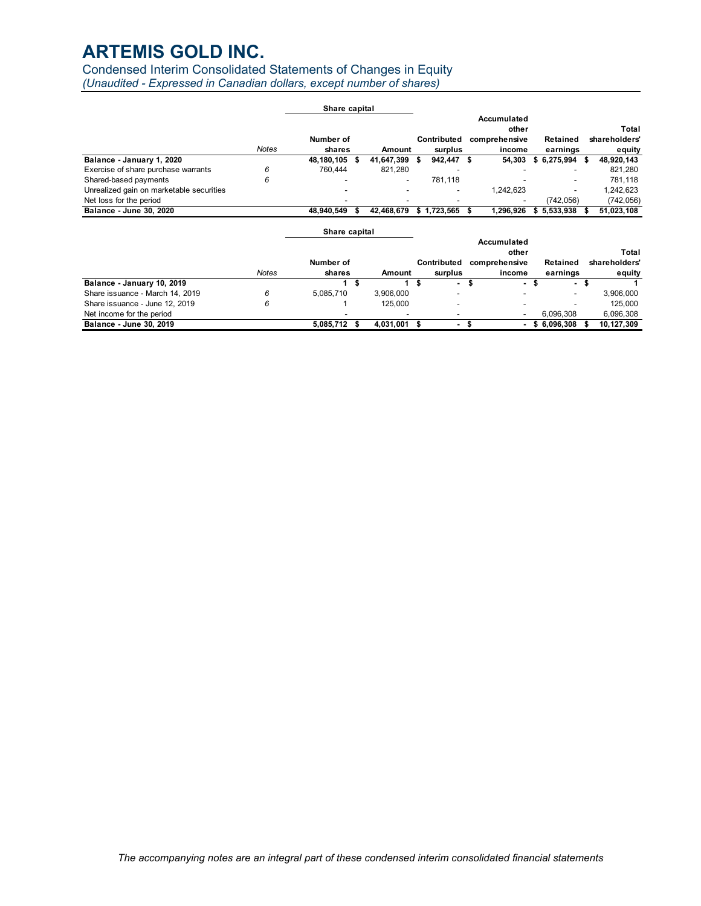# ARTEMIS GOLD INC.

Condensed Interim Consolidated Statements of Changes in Equity

*(Unaudited - Expressed in Canadian dollars, except number of shares)*

| | | Share capital | | | | | |
|---|---|---|---|---|---|---|---|
| | *Notes* | Number of shares | Amount | Contributed surplus | Accumulated other comprehensive income | Retained earnings | Total shareholders' equity |
| **Balance - January 1, 2020** | | **48,180,105** | **$ 41,647,399** | **$ 942,447** | **$ 54,303** | **$ 6,275,994** | **$ 48,920,143** |
| Exercise of share purchase warrants | 6 | 760,444 | 821,280 | - | - | - | 821,280 |
| Shared-based payments | 6 | - | - | 781,118 | - | - | 781,118 |
| Unrealized gain on marketable securities | | - | - | - | 1,242,623 | - | 1,242,623 |
| Net loss for the period | | - | - | - | - | (742,056) | (742,056) |
| **Balance - June 30, 2020** | | **48,940,549** | **$ 42,468,679** | **$ 1,723,565** | **$ 1,296,926** | **$ 5,533,938** | **$ 51,023,108** |

| | | Share capital | | | | | |
|---|---|---|---|---|---|---|---|
| | *Notes* | Number of shares | Amount | Contributed surplus | Accumulated other comprehensive income | Retained earnings | Total shareholders' equity |
| **Balance - January 10, 2019** | | **1** | **$ 1** | **$ -** | **$ -** | **$ -** | **$ 1** |
| Share issuance - March 14, 2019 | 6 | 5,085,710 | 3,906,000 | - | - | - | 3,906,000 |
| Share issuance - June 12, 2019 | 6 | 1 | 125,000 | - | - | - | 125,000 |
| Net income for the period | | - | - | - | - | 6,096,308 | 6,096,308 |
| **Balance - June 30, 2019** | | **5,085,712** | **$ 4,031,001** | **$ -** | **$ -** | **$ 6,096,308** | **$ 10,127,309** |

*The accompanying notes are an integral part of these condensed interim consolidated financial statements*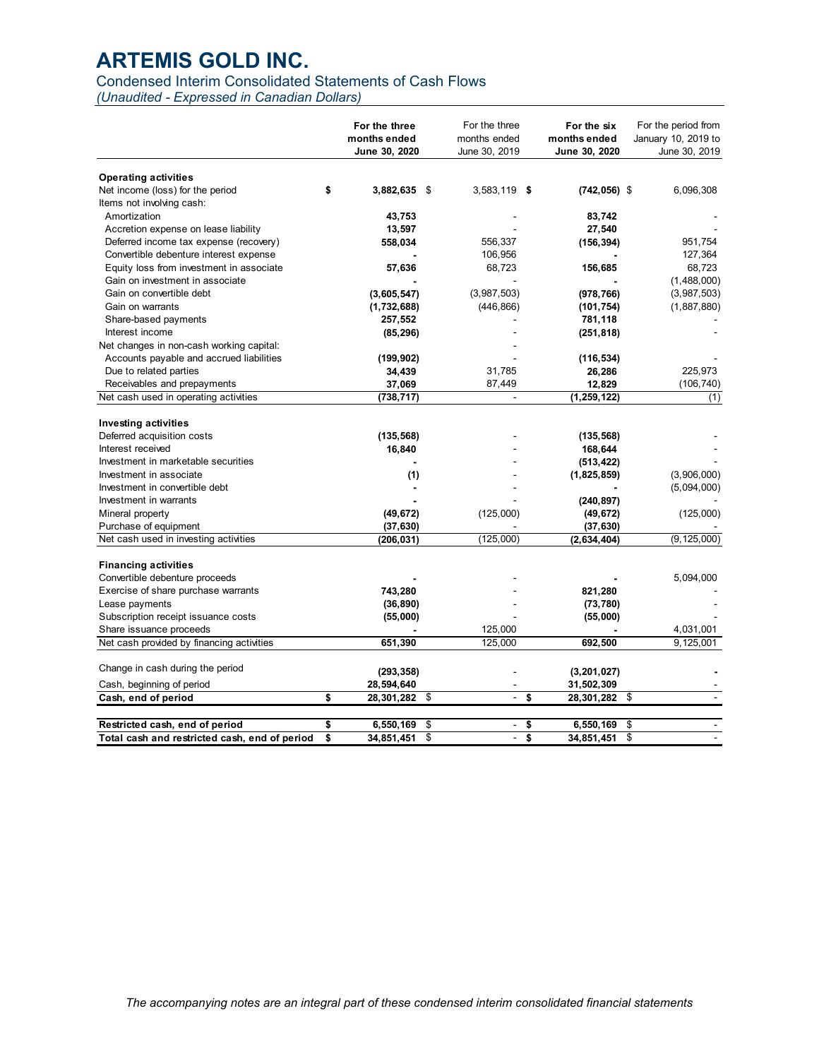# ARTEMIS GOLD INC.

## Condensed Interim Consolidated Statements of Cash Flows

*(Unaudited - Expressed in Canadian Dollars)*

| | For the three months ended June 30, 2020 | For the three months ended June 30, 2019 | For the six months ended June 30, 2020 | For the period from January 10, 2019 to June 30, 2019 |
|---|---|---|---|---|
| **Operating activities** | | | | |
| Net income (loss) for the period | $ 3,882,635 | $ 3,583,119 | $ (742,056) | $ 6,096,308 |
| Items not involving cash: | | | | |
| Amortization | 43,753 | - | 83,742 | - |
| Accretion expense on lease liability | 13,597 | - | 27,540 | - |
| Deferred income tax expense (recovery) | 558,034 | 556,337 | (156,394) | 951,754 |
| Convertible debenture interest expense | - | 106,956 | - | 127,364 |
| Equity loss from investment in associate | 57,636 | 68,723 | 156,685 | 68,723 |
| Gain on investment in associate | - | - | - | (1,488,000) |
| Gain on convertible debt | (3,605,547) | (3,987,503) | (978,766) | (3,987,503) |
| Gain on warrants | (1,732,688) | (446,866) | (101,754) | (1,887,880) |
| Share-based payments | 257,552 | - | 781,118 | - |
| Interest income | (85,296) | - | (251,818) | - |
| Net changes in non-cash working capital: | | - | | |
| Accounts payable and accrued liabilities | (199,902) | - | (116,534) | - |
| Due to related parties | 34,439 | 31,785 | 26,286 | 225,973 |
| Receivables and prepayments | 37,069 | 87,449 | 12,829 | (106,740) |
| Net cash used in operating activities | (738,717) | - | (1,259,122) | (1) |
| **Investing activities** | | | | |
| Deferred acquisition costs | (135,568) | - | (135,568) | - |
| Interest received | 16,840 | - | 168,644 | - |
| Investment in marketable securities | - | - | (513,422) | - |
| Investment in associate | (1) | - | (1,825,859) | (3,906,000) |
| Investment in convertible debt | - | - | - | (5,094,000) |
| Investment in warrants | - | - | (240,897) | - |
| Mineral property | (49,672) | (125,000) | (49,672) | (125,000) |
| Purchase of equipment | (37,630) | - | (37,630) | - |
| Net cash used in investing activities | (206,031) | (125,000) | (2,634,404) | (9,125,000) |
| **Financing activities** | | | | |
| Convertible debenture proceeds | - | - | - | 5,094,000 |
| Exercise of share purchase warrants | 743,280 | - | 821,280 | - |
| Lease payments | (36,890) | - | (73,780) | - |
| Subscription receipt issuance costs | (55,000) | - | (55,000) | - |
| Share issuance proceeds | - | 125,000 | - | 4,031,001 |
| Net cash provided by financing activities | 651,390 | 125,000 | 692,500 | 9,125,001 |
| Change in cash during the period | (293,358) | - | (3,201,027) | - |
| Cash, beginning of period | 28,594,640 | - | 31,502,309 | - |
| **Cash, end of period** | $ 28,301,282 | $ - | $ 28,301,282 | $ - |
| **Restricted cash, end of period** | $ 6,550,169 | $ - | $ 6,550,169 | $ - |
| **Total cash and restricted cash, end of period** | $ 34,851,451 | $ - | $ 34,851,451 | $ - |

*The accompanying notes are an integral part of these condensed interim consolidated financial statements*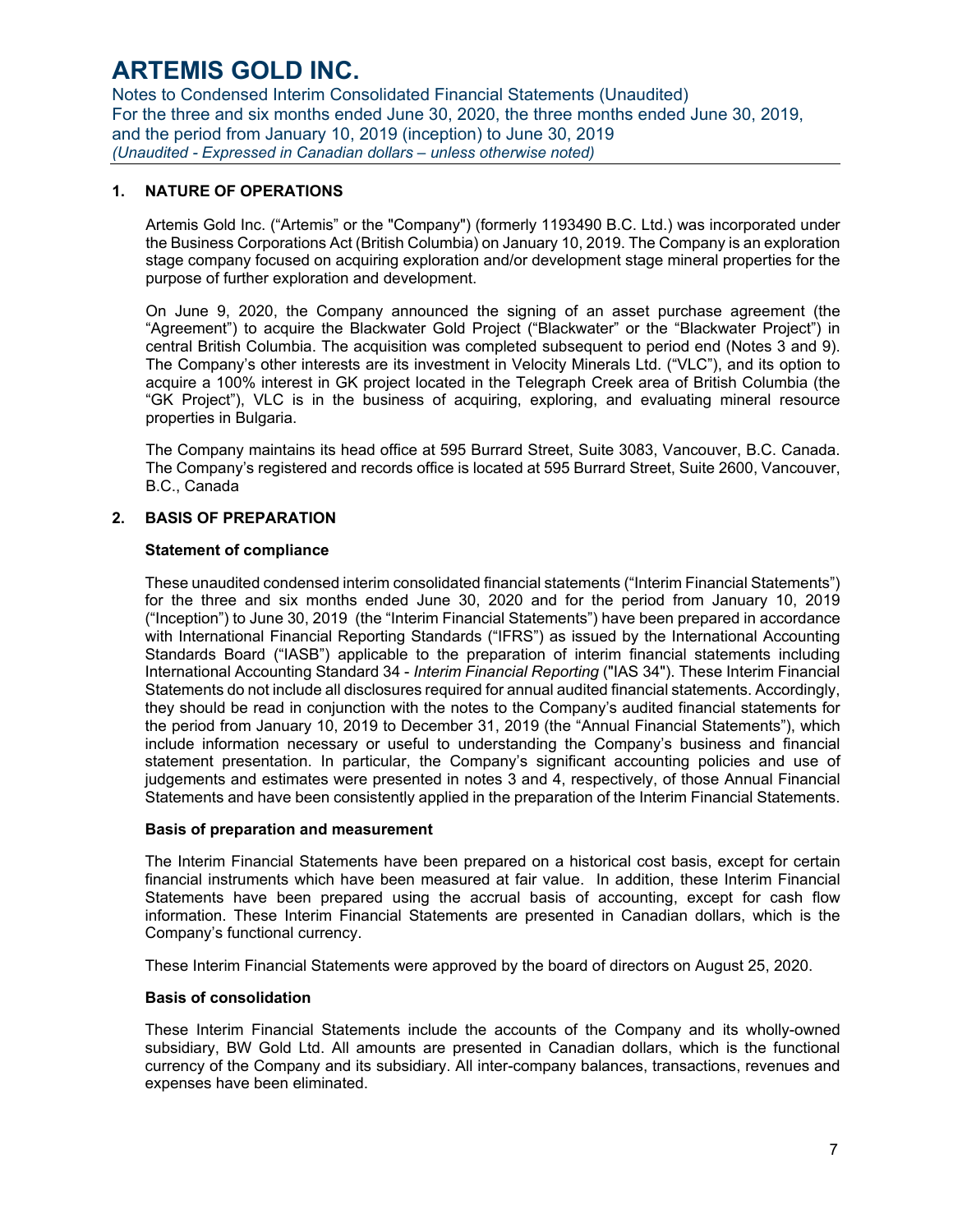## 1. NATURE OF OPERATIONS

Artemis Gold Inc. ("Artemis" or the "Company") (formerly 1193490 B.C. Ltd.) was incorporated under the Business Corporations Act (British Columbia) on January 10, 2019. The Company is an exploration stage company focused on acquiring exploration and/or development stage mineral properties for the purpose of further exploration and development.

On June 9, 2020, the Company announced the signing of an asset purchase agreement (the "Agreement") to acquire the Blackwater Gold Project ("Blackwater" or the "Blackwater Project") in central British Columbia. The acquisition was completed subsequent to period end (Notes 3 and 9). The Company's other interests are its investment in Velocity Minerals Ltd. ("VLC"), and its option to acquire a 100% interest in GK project located in the Telegraph Creek area of British Columbia (the "GK Project"), VLC is in the business of acquiring, exploring, and evaluating mineral resource properties in Bulgaria.

The Company maintains its head office at 595 Burrard Street, Suite 3083, Vancouver, B.C. Canada. The Company's registered and records office is located at 595 Burrard Street, Suite 2600, Vancouver, B.C., Canada

## 2. BASIS OF PREPARATION

### Statement of compliance

These unaudited condensed interim consolidated financial statements ("Interim Financial Statements") for the three and six months ended June 30, 2020 and for the period from January 10, 2019 ("Inception") to June 30, 2019 (the "Interim Financial Statements") have been prepared in accordance with International Financial Reporting Standards ("IFRS") as issued by the International Accounting Standards Board ("IASB") applicable to the preparation of interim financial statements including International Accounting Standard 34 - *Interim Financial Reporting* ("IAS 34"). These Interim Financial Statements do not include all disclosures required for annual audited financial statements. Accordingly, they should be read in conjunction with the notes to the Company's audited financial statements for the period from January 10, 2019 to December 31, 2019 (the "Annual Financial Statements"), which include information necessary or useful to understanding the Company's business and financial statement presentation. In particular, the Company's significant accounting policies and use of judgements and estimates were presented in notes 3 and 4, respectively, of those Annual Financial Statements and have been consistently applied in the preparation of the Interim Financial Statements.

### Basis of preparation and measurement

The Interim Financial Statements have been prepared on a historical cost basis, except for certain financial instruments which have been measured at fair value. In addition, these Interim Financial Statements have been prepared using the accrual basis of accounting, except for cash flow information. These Interim Financial Statements are presented in Canadian dollars, which is the Company's functional currency.

These Interim Financial Statements were approved by the board of directors on August 25, 2020.

### Basis of consolidation

These Interim Financial Statements include the accounts of the Company and its wholly-owned subsidiary, BW Gold Ltd. All amounts are presented in Canadian dollars, which is the functional currency of the Company and its subsidiary. All inter-company balances, transactions, revenues and expenses have been eliminated.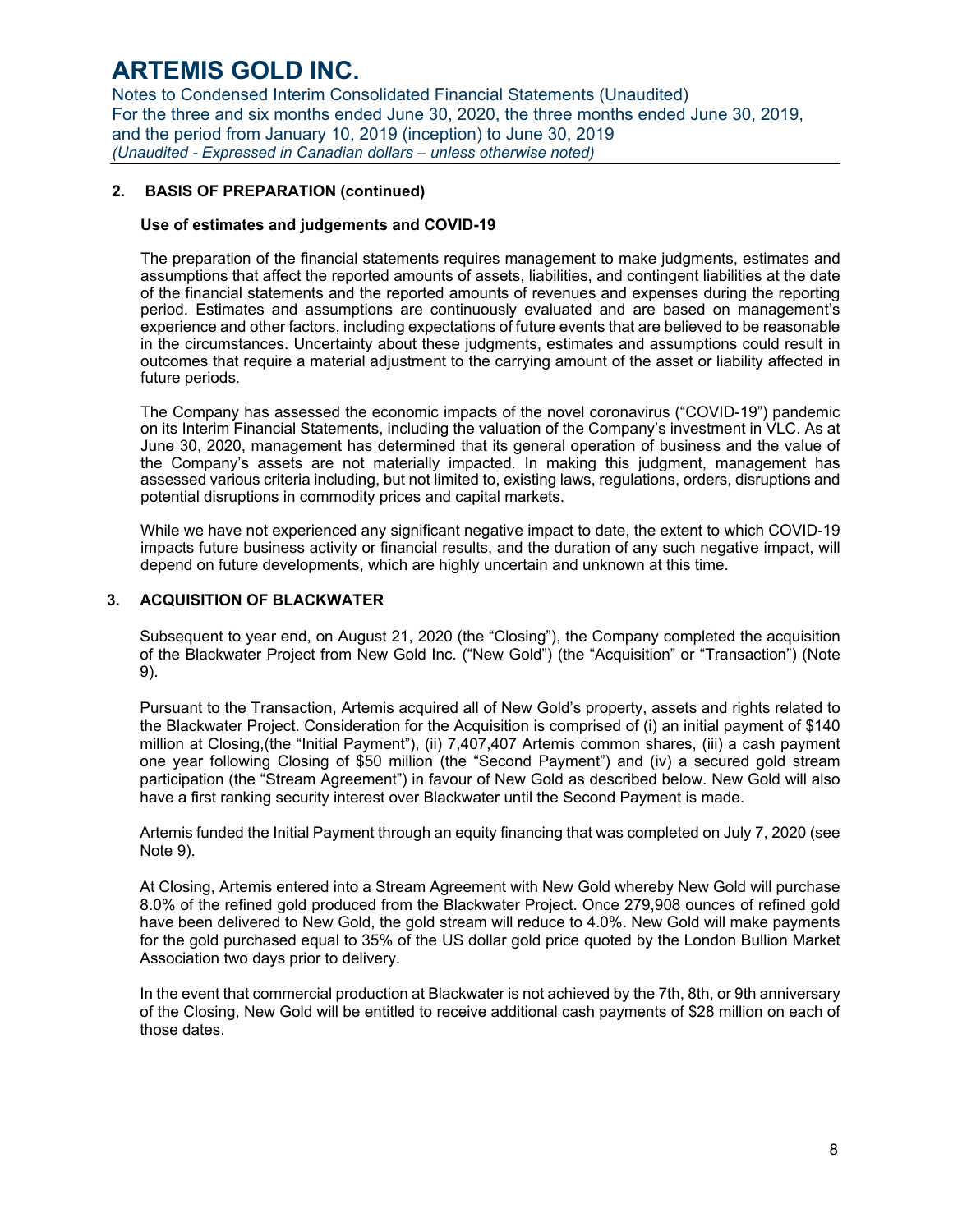## 2. BASIS OF PREPARATION (continued)

### Use of estimates and judgements and COVID-19

The preparation of the financial statements requires management to make judgments, estimates and assumptions that affect the reported amounts of assets, liabilities, and contingent liabilities at the date of the financial statements and the reported amounts of revenues and expenses during the reporting period. Estimates and assumptions are continuously evaluated and are based on management's experience and other factors, including expectations of future events that are believed to be reasonable in the circumstances. Uncertainty about these judgments, estimates and assumptions could result in outcomes that require a material adjustment to the carrying amount of the asset or liability affected in future periods.

The Company has assessed the economic impacts of the novel coronavirus ("COVID-19") pandemic on its Interim Financial Statements, including the valuation of the Company's investment in VLC. As at June 30, 2020, management has determined that its general operation of business and the value of the Company's assets are not materially impacted. In making this judgment, management has assessed various criteria including, but not limited to, existing laws, regulations, orders, disruptions and potential disruptions in commodity prices and capital markets.

While we have not experienced any significant negative impact to date, the extent to which COVID-19 impacts future business activity or financial results, and the duration of any such negative impact, will depend on future developments, which are highly uncertain and unknown at this time.

## 3. ACQUISITION OF BLACKWATER

Subsequent to year end, on August 21, 2020 (the "Closing"), the Company completed the acquisition of the Blackwater Project from New Gold Inc. ("New Gold") (the "Acquisition" or "Transaction") (Note 9).

Pursuant to the Transaction, Artemis acquired all of New Gold's property, assets and rights related to the Blackwater Project. Consideration for the Acquisition is comprised of (i) an initial payment of $140 million at Closing,(the "Initial Payment"), (ii) 7,407,407 Artemis common shares, (iii) a cash payment one year following Closing of $50 million (the "Second Payment") and (iv) a secured gold stream participation (the "Stream Agreement") in favour of New Gold as described below. New Gold will also have a first ranking security interest over Blackwater until the Second Payment is made.

Artemis funded the Initial Payment through an equity financing that was completed on July 7, 2020 (see Note 9).

At Closing, Artemis entered into a Stream Agreement with New Gold whereby New Gold will purchase 8.0% of the refined gold produced from the Blackwater Project. Once 279,908 ounces of refined gold have been delivered to New Gold, the gold stream will reduce to 4.0%. New Gold will make payments for the gold purchased equal to 35% of the US dollar gold price quoted by the London Bullion Market Association two days prior to delivery.

In the event that commercial production at Blackwater is not achieved by the 7th, 8th, or 9th anniversary of the Closing, New Gold will be entitled to receive additional cash payments of $28 million on each of those dates.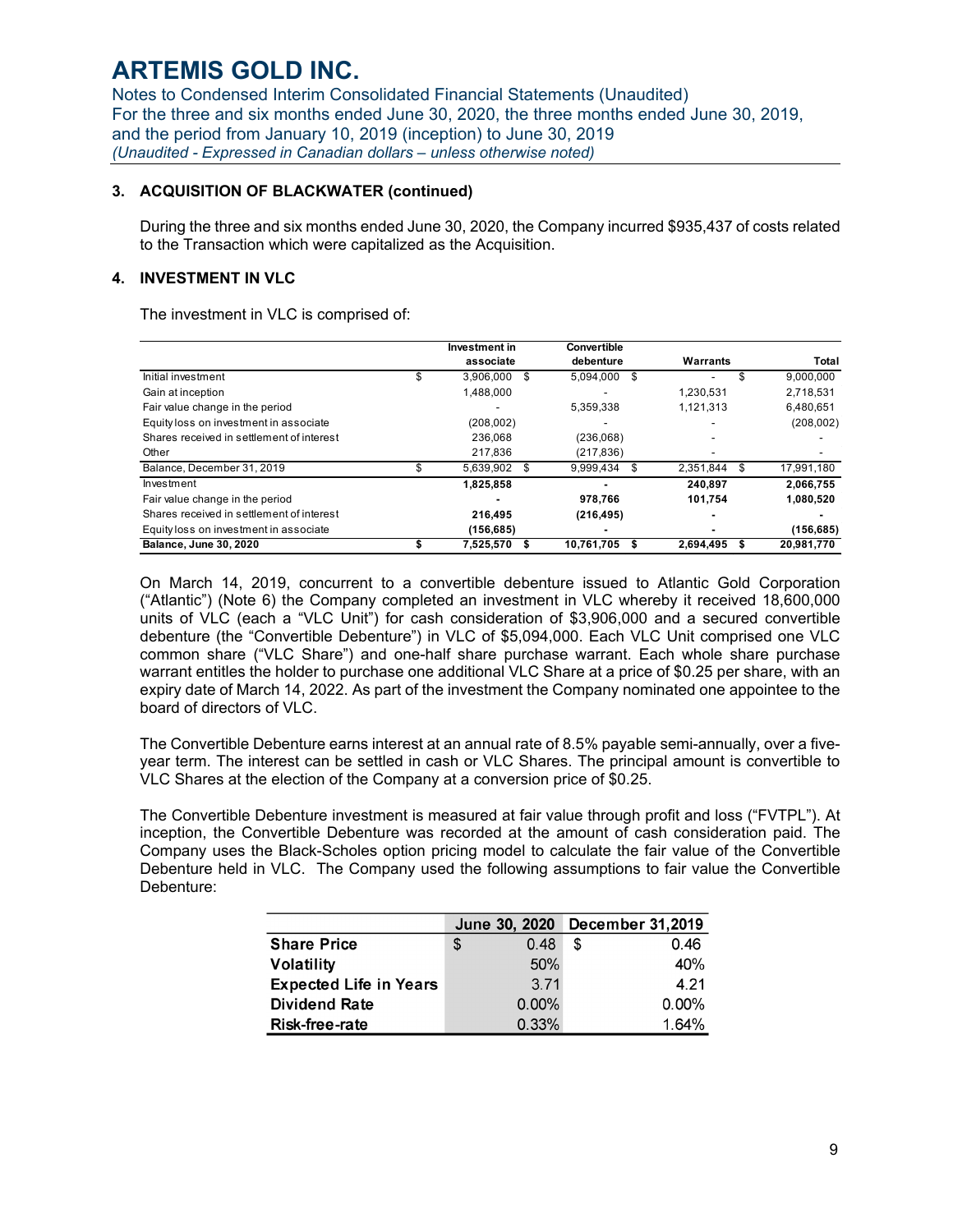### 3. ACQUISITION OF BLACKWATER (continued)

During the three and six months ended June 30, 2020, the Company incurred $935,437 of costs related to the Transaction which were capitalized as the Acquisition.

### 4. INVESTMENT IN VLC

The investment in VLC is comprised of:

| | Investment in associate | Convertible debenture | Warrants | Total |
|---|---|---|---|---|
| Initial investment | $ 3,906,000 | $ 5,094,000 | $ - | $ 9,000,000 |
| Gain at inception | 1,488,000 | - | 1,230,531 | 2,718,531 |
| Fair value change in the period | - | 5,359,338 | 1,121,313 | 6,480,651 |
| Equity loss on investment in associate | (208,002) | - | - | (208,002) |
| Shares received in settlement of interest | 236,068 | (236,068) | - | - |
| Other | 217,836 | (217,836) | - | - |
| Balance, December 31, 2019 | $ 5,639,902 | $ 9,999,434 | $ 2,351,844 | $ 17,991,180 |
| Investment | **1,825,858** | **-** | **240,897** | **2,066,755** |
| Fair value change in the period | **-** | **978,766** | **101,754** | **1,080,520** |
| Shares received in settlement of interest | **216,495** | **(216,495)** | **-** | **-** |
| Equity loss on investment in associate | **(156,685)** | **-** | **-** | **(156,685)** |
| **Balance, June 30, 2020** | **$ 7,525,570** | **$ 10,761,705** | **$ 2,694,495** | **$ 20,981,770** |

On March 14, 2019, concurrent to a convertible debenture issued to Atlantic Gold Corporation ("Atlantic") (Note 6) the Company completed an investment in VLC whereby it received 18,600,000 units of VLC (each a "VLC Unit") for cash consideration of $3,906,000 and a secured convertible debenture (the "Convertible Debenture") in VLC of $5,094,000. Each VLC Unit comprised one VLC common share ("VLC Share") and one-half share purchase warrant. Each whole share purchase warrant entitles the holder to purchase one additional VLC Share at a price of $0.25 per share, with an expiry date of March 14, 2022. As part of the investment the Company nominated one appointee to the board of directors of VLC.

The Convertible Debenture earns interest at an annual rate of 8.5% payable semi-annually, over a five-year term. The interest can be settled in cash or VLC Shares. The principal amount is convertible to VLC Shares at the election of the Company at a conversion price of $0.25.

The Convertible Debenture investment is measured at fair value through profit and loss ("FVTPL"). At inception, the Convertible Debenture was recorded at the amount of cash consideration paid. The Company uses the Black-Scholes option pricing model to calculate the fair value of the Convertible Debenture held in VLC. The Company used the following assumptions to fair value the Convertible Debenture:

| | June 30, 2020 | December 31,2019 |
|---|---|---|
| **Share Price** | $ 0.48 | $ 0.46 |
| **Volatility** | 50% | 40% |
| **Expected Life in Years** | 3.71 | 4.21 |
| **Dividend Rate** | 0.00% | 0.00% |
| **Risk-free-rate** | 0.33% | 1.64% |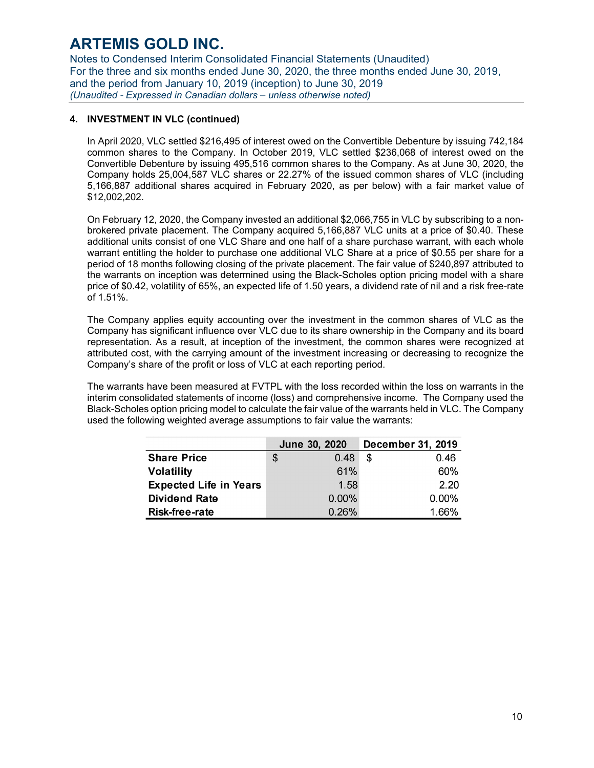## 4. INVESTMENT IN VLC (continued)

In April 2020, VLC settled $216,495 of interest owed on the Convertible Debenture by issuing 742,184 common shares to the Company. In October 2019, VLC settled $236,068 of interest owed on the Convertible Debenture by issuing 495,516 common shares to the Company. As at June 30, 2020, the Company holds 25,004,587 VLC shares or 22.27% of the issued common shares of VLC (including 5,166,887 additional shares acquired in February 2020, as per below) with a fair market value of $12,002,202.

On February 12, 2020, the Company invested an additional $2,066,755 in VLC by subscribing to a non-brokered private placement. The Company acquired 5,166,887 VLC units at a price of $0.40. These additional units consist of one VLC Share and one half of a share purchase warrant, with each whole warrant entitling the holder to purchase one additional VLC Share at a price of $0.55 per share for a period of 18 months following closing of the private placement. The fair value of $240,897 attributed to the warrants on inception was determined using the Black-Scholes option pricing model with a share price of $0.42, volatility of 65%, an expected life of 1.50 years, a dividend rate of nil and a risk free-rate of 1.51%.

The Company applies equity accounting over the investment in the common shares of VLC as the Company has significant influence over VLC due to its share ownership in the Company and its board representation. As a result, at inception of the investment, the common shares were recognized at attributed cost, with the carrying amount of the investment increasing or decreasing to recognize the Company's share of the profit or loss of VLC at each reporting period.

The warrants have been measured at FVTPL with the loss recorded within the loss on warrants in the interim consolidated statements of income (loss) and comprehensive income. The Company used the Black-Scholes option pricing model to calculate the fair value of the warrants held in VLC. The Company used the following weighted average assumptions to fair value the warrants:

| | June 30, 2020 | December 31, 2019 |
|---|---|---|
| **Share Price** | $ 0.48 | $ 0.46 |
| **Volatility** | 61% | 60% |
| **Expected Life in Years** | 1.58 | 2.20 |
| **Dividend Rate** | 0.00% | 0.00% |
| **Risk-free-rate** | 0.26% | 1.66% |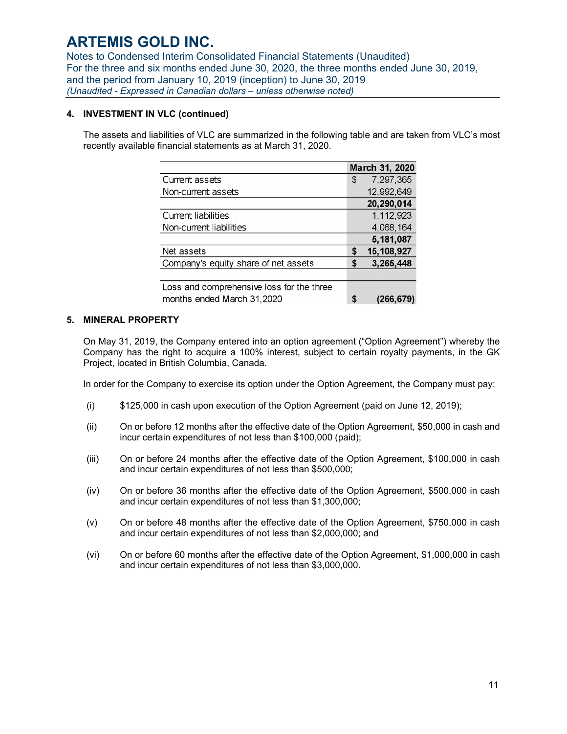## 4. INVESTMENT IN VLC (continued)

The assets and liabilities of VLC are summarized in the following table and are taken from VLC's most recently available financial statements as at March 31, 2020.

| | March 31, 2020 |
|---|---|
| Current assets | $ 7,297,365 |
| Non-current assets | 12,992,649 |
| | **20,290,014** |
| Current liabilities | 1,112,923 |
| Non-current liabilities | 4,068,164 |
| | **5,181,087** |
| Net assets | **$ 15,108,927** |
| Company's equity share of net assets | **$ 3,265,448** |
| | |
| Loss and comprehensive loss for the three months ended March 31,2020 | **$ (266,679)** |

## 5. MINERAL PROPERTY

On May 31, 2019, the Company entered into an option agreement ("Option Agreement") whereby the Company has the right to acquire a 100% interest, subject to certain royalty payments, in the GK Project, located in British Columbia, Canada.

In order for the Company to exercise its option under the Option Agreement, the Company must pay:

(i) $125,000 in cash upon execution of the Option Agreement (paid on June 12, 2019);

(ii) On or before 12 months after the effective date of the Option Agreement, $50,000 in cash and incur certain expenditures of not less than $100,000 (paid);

(iii) On or before 24 months after the effective date of the Option Agreement, $100,000 in cash and incur certain expenditures of not less than $500,000;

(iv) On or before 36 months after the effective date of the Option Agreement, $500,000 in cash and incur certain expenditures of not less than $1,300,000;

(v) On or before 48 months after the effective date of the Option Agreement, $750,000 in cash and incur certain expenditures of not less than $2,000,000; and

(vi) On or before 60 months after the effective date of the Option Agreement, $1,000,000 in cash and incur certain expenditures of not less than $3,000,000.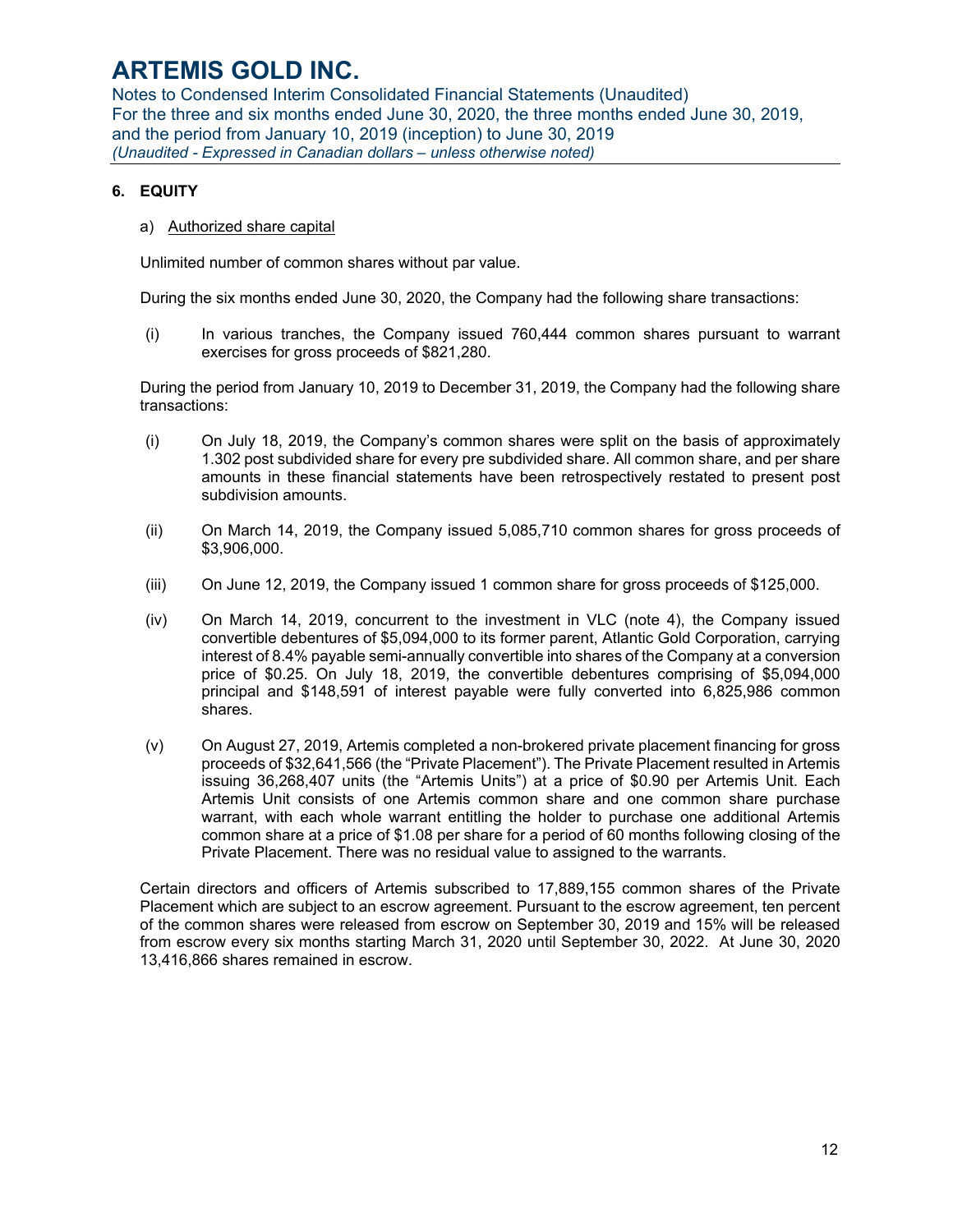## 6. EQUITY

a) Authorized share capital

Unlimited number of common shares without par value.

During the six months ended June 30, 2020, the Company had the following share transactions:

(i) In various tranches, the Company issued 760,444 common shares pursuant to warrant exercises for gross proceeds of $821,280.

During the period from January 10, 2019 to December 31, 2019, the Company had the following share transactions:

(i) On July 18, 2019, the Company's common shares were split on the basis of approximately 1.302 post subdivided share for every pre subdivided share. All common share, and per share amounts in these financial statements have been retrospectively restated to present post subdivision amounts.

(ii) On March 14, 2019, the Company issued 5,085,710 common shares for gross proceeds of $3,906,000.

(iii) On June 12, 2019, the Company issued 1 common share for gross proceeds of $125,000.

(iv) On March 14, 2019, concurrent to the investment in VLC (note 4), the Company issued convertible debentures of $5,094,000 to its former parent, Atlantic Gold Corporation, carrying interest of 8.4% payable semi-annually convertible into shares of the Company at a conversion price of $0.25. On July 18, 2019, the convertible debentures comprising of $5,094,000 principal and $148,591 of interest payable were fully converted into 6,825,986 common shares.

(v) On August 27, 2019, Artemis completed a non-brokered private placement financing for gross proceeds of $32,641,566 (the "Private Placement"). The Private Placement resulted in Artemis issuing 36,268,407 units (the "Artemis Units") at a price of $0.90 per Artemis Unit. Each Artemis Unit consists of one Artemis common share and one common share purchase warrant, with each whole warrant entitling the holder to purchase one additional Artemis common share at a price of $1.08 per share for a period of 60 months following closing of the Private Placement. There was no residual value to assigned to the warrants.

Certain directors and officers of Artemis subscribed to 17,889,155 common shares of the Private Placement which are subject to an escrow agreement. Pursuant to the escrow agreement, ten percent of the common shares were released from escrow on September 30, 2019 and 15% will be released from escrow every six months starting March 31, 2020 until September 30, 2022. At June 30, 2020 13,416,866 shares remained in escrow.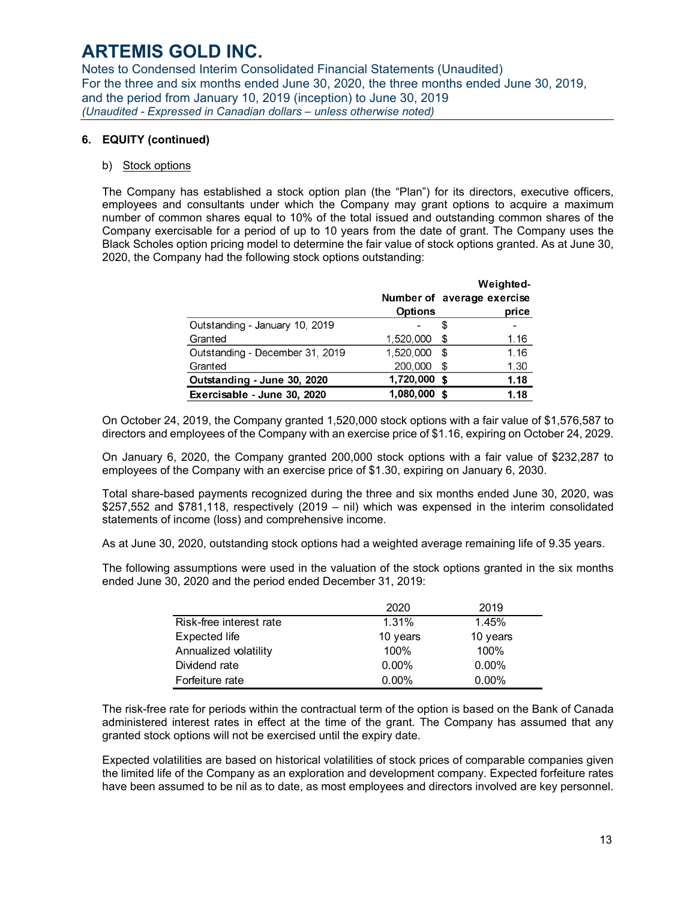## 6. EQUITY (continued)

### b) Stock options

The Company has established a stock option plan (the "Plan") for its directors, executive officers, employees and consultants under which the Company may grant options to acquire a maximum number of common shares equal to 10% of the total issued and outstanding common shares of the Company exercisable for a period of up to 10 years from the date of grant. The Company uses the Black Scholes option pricing model to determine the fair value of stock options granted. As at June 30, 2020, the Company had the following stock options outstanding:

| | Number of Options | Weighted-average exercise price |
|---|---|---|
| Outstanding - January 10, 2019 | - | $ - |
| Granted | 1,520,000 | $ 1.16 |
| Outstanding - December 31, 2019 | 1,520,000 | $ 1.16 |
| Granted | 200,000 | $ 1.30 |
| **Outstanding - June 30, 2020** | **1,720,000** | **$ 1.18** |
| **Exercisable - June 30, 2020** | **1,080,000** | **$ 1.18** |

On October 24, 2019, the Company granted 1,520,000 stock options with a fair value of $1,576,587 to directors and employees of the Company with an exercise price of $1.16, expiring on October 24, 2029.

On January 6, 2020, the Company granted 200,000 stock options with a fair value of $232,287 to employees of the Company with an exercise price of $1.30, expiring on January 6, 2030.

Total share-based payments recognized during the three and six months ended June 30, 2020, was $257,552 and $781,118, respectively (2019 – nil) which was expensed in the interim consolidated statements of income (loss) and comprehensive income.

As at June 30, 2020, outstanding stock options had a weighted average remaining life of 9.35 years.

The following assumptions were used in the valuation of the stock options granted in the six months ended June 30, 2020 and the period ended December 31, 2019:

| | 2020 | 2019 |
|---|---|---|
| Risk-free interest rate | 1.31% | 1.45% |
| Expected life | 10 years | 10 years |
| Annualized volatility | 100% | 100% |
| Dividend rate | 0.00% | 0.00% |
| Forfeiture rate | 0.00% | 0.00% |

The risk-free rate for periods within the contractual term of the option is based on the Bank of Canada administered interest rates in effect at the time of the grant. The Company has assumed that any granted stock options will not be exercised until the expiry date.

Expected volatilities are based on historical volatilities of stock prices of comparable companies given the limited life of the Company as an exploration and development company. Expected forfeiture rates have been assumed to be nil as to date, as most employees and directors involved are key personnel.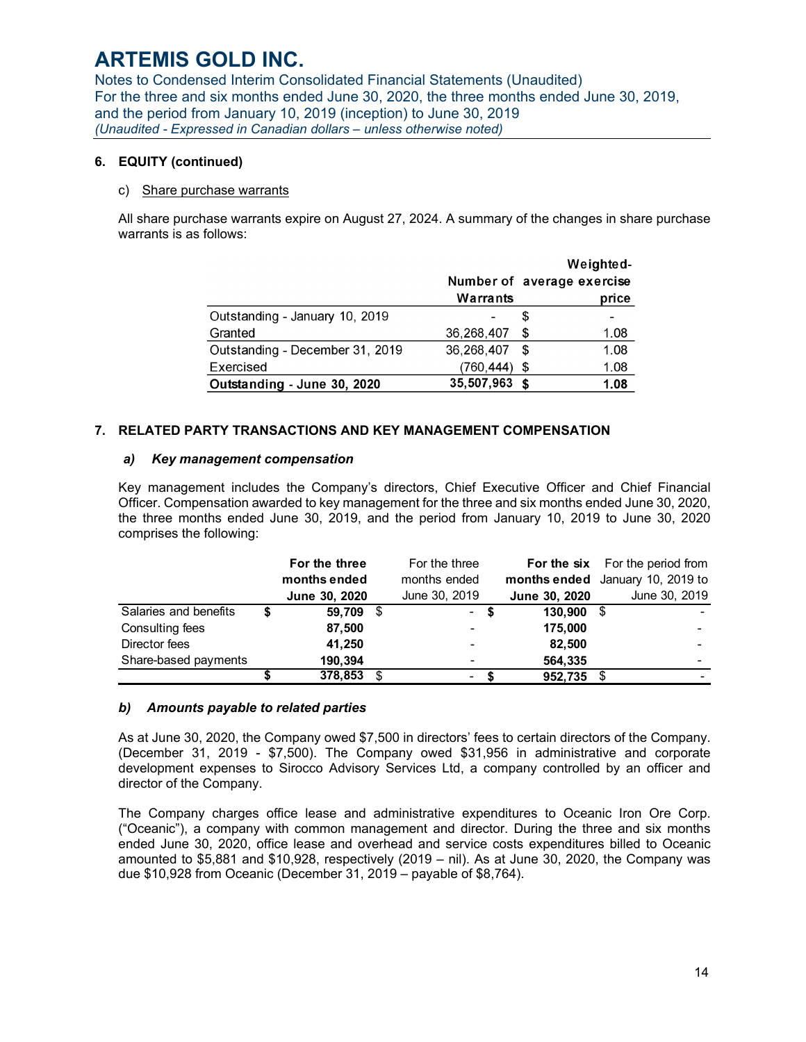## 6. EQUITY (continued)

c) Share purchase warrants

All share purchase warrants expire on August 27, 2024. A summary of the changes in share purchase warrants is as follows:

| | Number of Warrants | Weighted-average exercise price |
|---|---|---|
| Outstanding - January 10, 2019 | - | $ - |
| Granted | 36,268,407 | $ 1.08 |
| Outstanding - December 31, 2019 | 36,268,407 | $ 1.08 |
| Exercised | (760,444) | $ 1.08 |
| **Outstanding - June 30, 2020** | **35,507,963** | **$ 1.08** |

## 7. RELATED PARTY TRANSACTIONS AND KEY MANAGEMENT COMPENSATION

### *a) Key management compensation*

Key management includes the Company's directors, Chief Executive Officer and Chief Financial Officer. Compensation awarded to key management for the three and six months ended June 30, 2020, the three months ended June 30, 2019, and the period from January 10, 2019 to June 30, 2020 comprises the following:

| | **For the three months ended June 30, 2020** | For the three months ended June 30, 2019 | **For the six months ended June 30, 2020** | For the period from January 10, 2019 to June 30, 2019 |
|---|---|---|---|---|
| Salaries and benefits | **$ 59,709** | $ - | **$ 130,900** | $ - |
| Consulting fees | **87,500** | - | **175,000** | - |
| Director fees | **41,250** | - | **82,500** | - |
| Share-based payments | **190,394** | - | **564,335** | - |
| | **$ 378,853** | $ - | **$ 952,735** | $ - |

### *b) Amounts payable to related parties*

As at June 30, 2020, the Company owed $7,500 in directors' fees to certain directors of the Company. (December 31, 2019 - $7,500). The Company owed $31,956 in administrative and corporate development expenses to Sirocco Advisory Services Ltd, a company controlled by an officer and director of the Company.

The Company charges office lease and administrative expenditures to Oceanic Iron Ore Corp. ("Oceanic"), a company with common management and director. During the three and six months ended June 30, 2020, office lease and overhead and service costs expenditures billed to Oceanic amounted to $5,881 and $10,928, respectively (2019 – nil). As at June 30, 2020, the Company was due $10,928 from Oceanic (December 31, 2019 – payable of $8,764).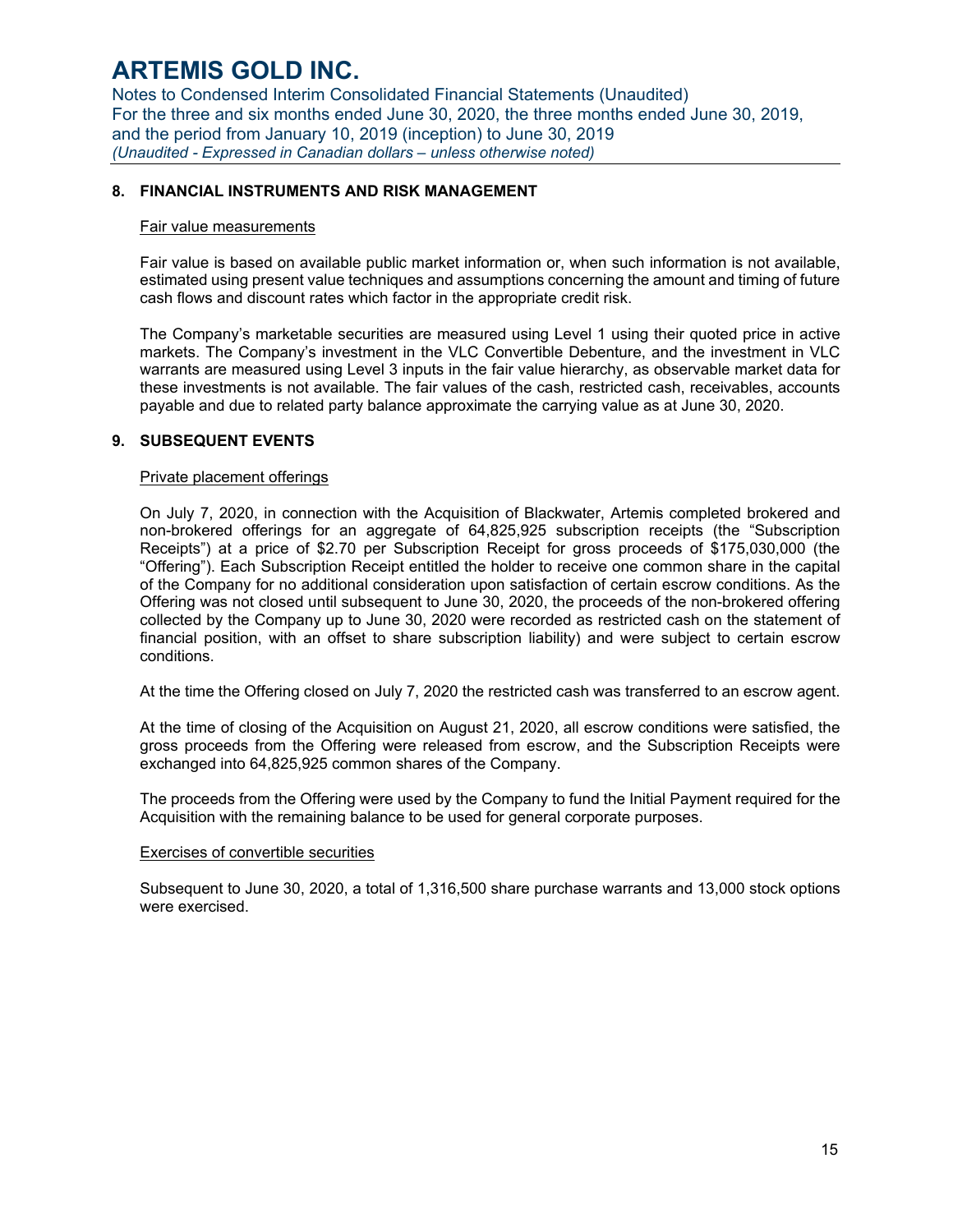## 8. FINANCIAL INSTRUMENTS AND RISK MANAGEMENT

### Fair value measurements

Fair value is based on available public market information or, when such information is not available, estimated using present value techniques and assumptions concerning the amount and timing of future cash flows and discount rates which factor in the appropriate credit risk.

The Company's marketable securities are measured using Level 1 using their quoted price in active markets. The Company's investment in the VLC Convertible Debenture, and the investment in VLC warrants are measured using Level 3 inputs in the fair value hierarchy, as observable market data for these investments is not available. The fair values of the cash, restricted cash, receivables, accounts payable and due to related party balance approximate the carrying value as at June 30, 2020.

## 9. SUBSEQUENT EVENTS

### Private placement offerings

On July 7, 2020, in connection with the Acquisition of Blackwater, Artemis completed brokered and non-brokered offerings for an aggregate of 64,825,925 subscription receipts (the "Subscription Receipts") at a price of $2.70 per Subscription Receipt for gross proceeds of $175,030,000 (the "Offering"). Each Subscription Receipt entitled the holder to receive one common share in the capital of the Company for no additional consideration upon satisfaction of certain escrow conditions. As the Offering was not closed until subsequent to June 30, 2020, the proceeds of the non-brokered offering collected by the Company up to June 30, 2020 were recorded as restricted cash on the statement of financial position, with an offset to share subscription liability) and were subject to certain escrow conditions.

At the time the Offering closed on July 7, 2020 the restricted cash was transferred to an escrow agent.

At the time of closing of the Acquisition on August 21, 2020, all escrow conditions were satisfied, the gross proceeds from the Offering were released from escrow, and the Subscription Receipts were exchanged into 64,825,925 common shares of the Company.

The proceeds from the Offering were used by the Company to fund the Initial Payment required for the Acquisition with the remaining balance to be used for general corporate purposes.

### Exercises of convertible securities

Subsequent to June 30, 2020, a total of 1,316,500 share purchase warrants and 13,000 stock options were exercised.